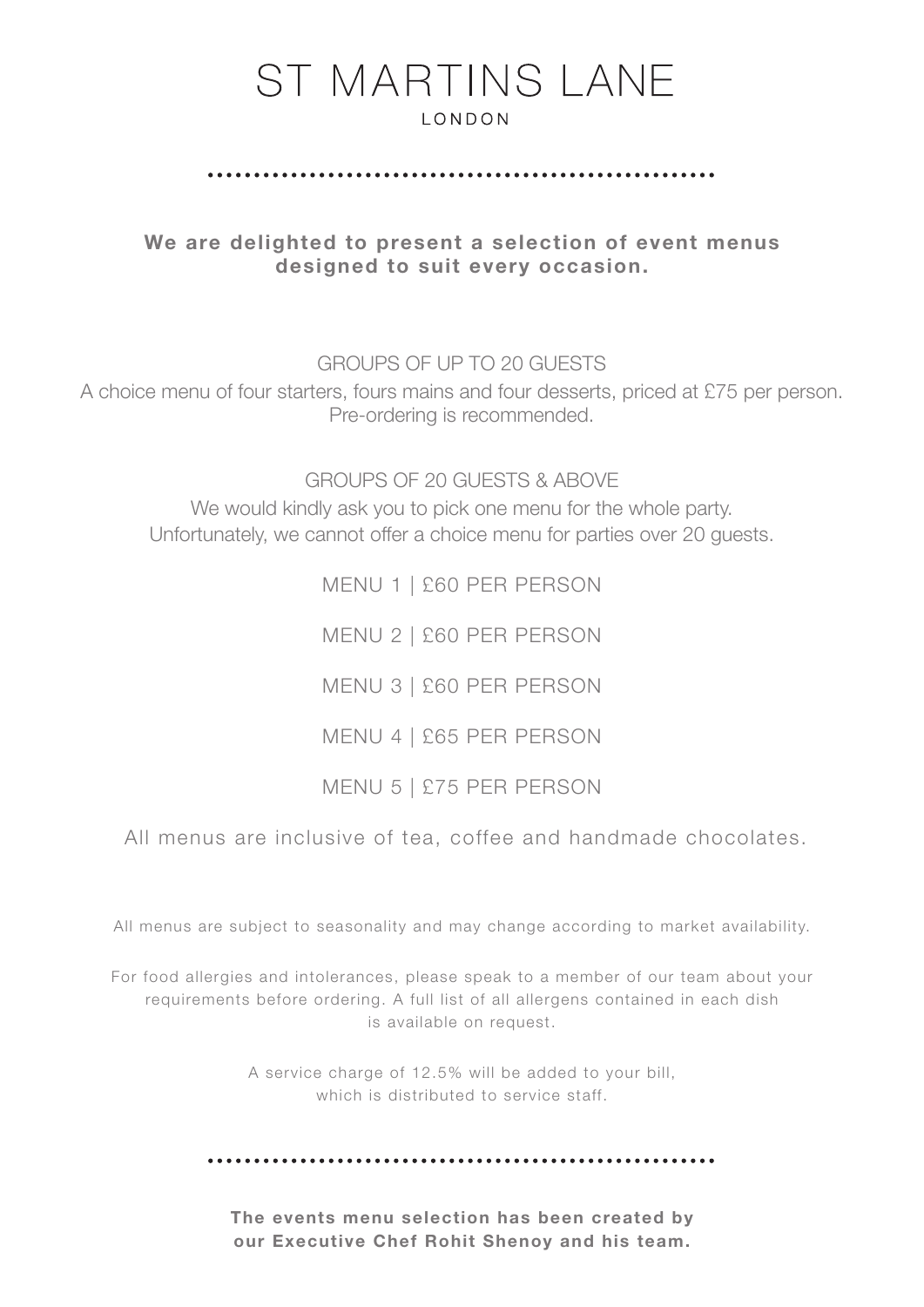# ST MARTINS LANE

LONDON

**We are delighted to present a selection of event menus designed to suit every occasion.**

GROUPS OF UP TO 20 GUESTS

A choice menu of four starters, fours mains and four desserts, priced at £75 per person. Pre-ordering is recommended.

GROUPS OF 20 GUESTS & ABOVE

We would kindly ask you to pick one menu for the whole party. Unfortunately, we cannot offer a choice menu for parties over 20 guests.

MENU 1 | £60 PER PERSON

MENU 2 | £60 PER PERSON

MENU 3 | £60 PER PERSON

MENU 4 | £65 PER PERSON

MENU 5 | £75 PER PERSON

All menus are inclusive of tea, coffee and handmade chocolates.

All menus are subject to seasonality and may change according to market availability.

For food allergies and intolerances, please speak to a member of our team about your requirements before ordering. A full list of all allergens contained in each dish is available on request.

A service charge of 12.5% will be added to your bill, which is distributed to service staff.

**The events menu selection has been created by our Executive Chef Rohit Shenoy and his team.**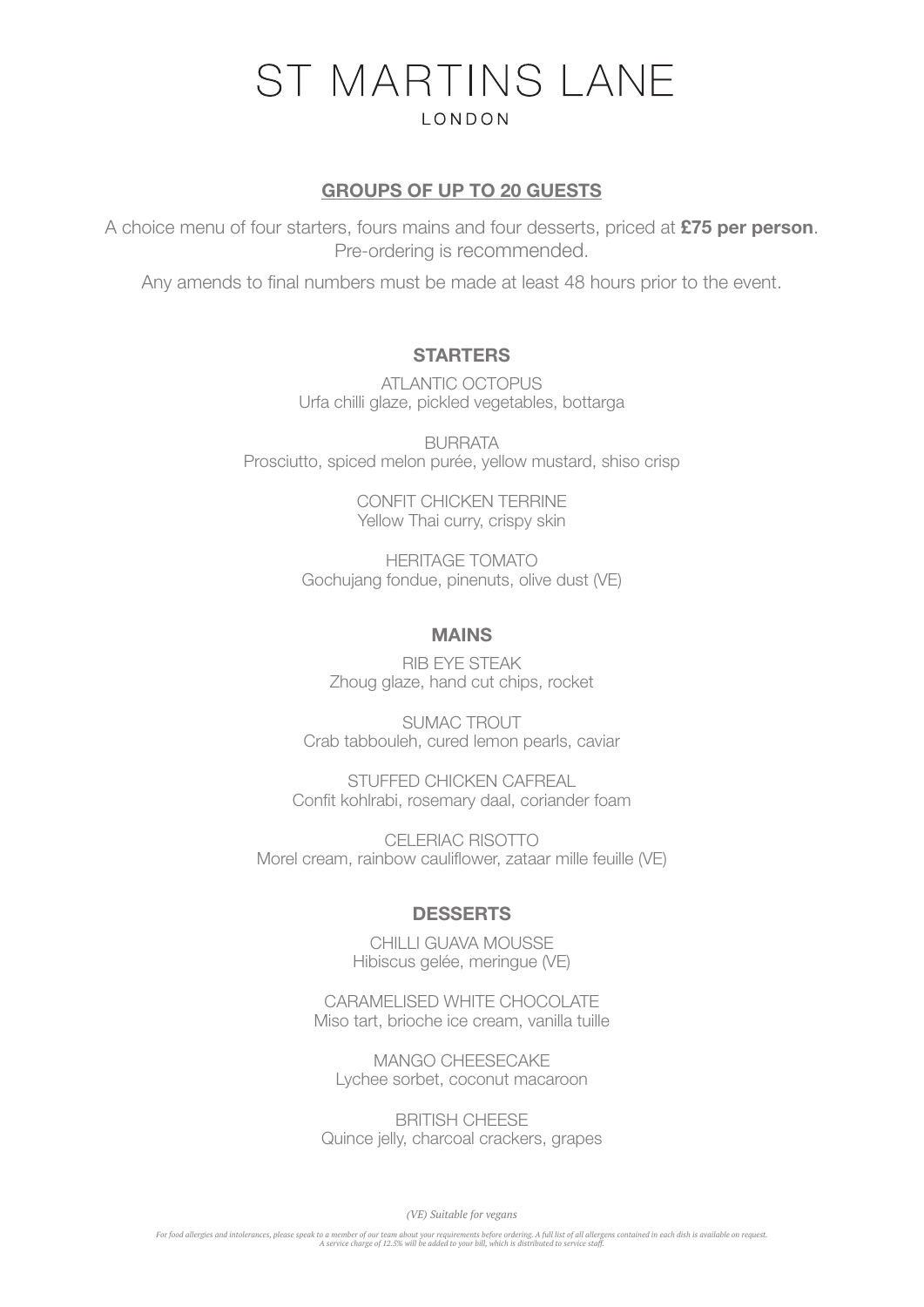# ST MARTINS LANE

LONDON

## GROUPS OF UP TO 20 GUESTS

A choice menu of four starters, fours mains and four desserts, priced at **£75 per person**. Pre-ordering is recommended.

Any amends to final numbers must be made at least 48 hours prior to the event.

### STARTERS

ATLANTIC OCTOPUS
Urfa chilli glaze, pickled vegetables, bottarga

BURRATA
Prosciutto, spiced melon purée, yellow mustard, shiso crisp

CONFIT CHICKEN TERRINE
Yellow Thai curry, crispy skin

HERITAGE TOMATO
Gochujang fondue, pinenuts, olive dust (VE)

### MAINS

RIB EYE STEAK
Zhoug glaze, hand cut chips, rocket

SUMAC TROUT
Crab tabbouleh, cured lemon pearls, caviar

STUFFED CHICKEN CAFREAL
Confit kohlrabi, rosemary daal, coriander foam

CELERIAC RISOTTO
Morel cream, rainbow cauliflower, zataar mille feuille (VE)

### DESSERTS

CHILLI GUAVA MOUSSE
Hibiscus gelée, meringue (VE)

CARAMELISED WHITE CHOCOLATE
Miso tart, brioche ice cream, vanilla tuille

MANGO CHEESECAKE
Lychee sorbet, coconut macaroon

BRITISH CHEESE
Quince jelly, charcoal crackers, grapes

*(VE) Suitable for vegans*

*For food allergies and intolerances, please speak to a member of our team about your requirements before ordering. A full list of all allergens contained in each dish is available on request. A service charge of 12.5% will be added to your bill, which is distributed to service staff.*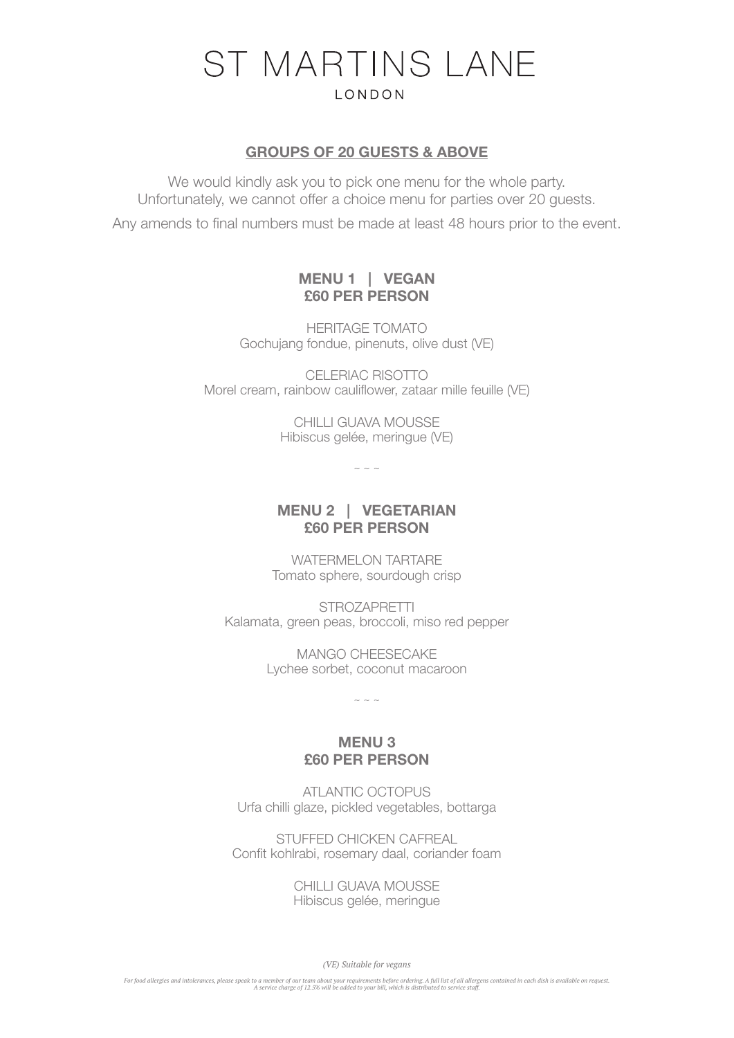# ST MARTINS LANE

LONDON

## GROUPS OF 20 GUESTS & ABOVE

We would kindly ask you to pick one menu for the whole party.
Unfortunately, we cannot offer a choice menu for parties over 20 guests.

Any amends to final numbers must be made at least 48 hours prior to the event.

### MENU 1 | VEGAN
### £60 PER PERSON

HERITAGE TOMATO
Gochujang fondue, pinenuts, olive dust (VE)

CELERIAC RISOTTO
Morel cream, rainbow cauliflower, zataar mille feuille (VE)

CHILLI GUAVA MOUSSE
Hibiscus gelée, meringue (VE)

~ ~ ~

### MENU 2 | VEGETARIAN
### £60 PER PERSON

WATERMELON TARTARE
Tomato sphere, sourdough crisp

STROZAPRETTI
Kalamata, green peas, broccoli, miso red pepper

MANGO CHEESECAKE
Lychee sorbet, coconut macaroon

~ ~ ~

### MENU 3
### £60 PER PERSON

ATLANTIC OCTOPUS
Urfa chilli glaze, pickled vegetables, bottarga

STUFFED CHICKEN CAFREAL
Confit kohlrabi, rosemary daal, coriander foam

CHILLI GUAVA MOUSSE
Hibiscus gelée, meringue

*(VE) Suitable for vegans*

*For food allergies and intolerances, please speak to a member of our team about your requirements before ordering. A full list of all allergens contained in each dish is available on request.
A service charge of 12.5% will be added to your bill, which is distributed to service staff.*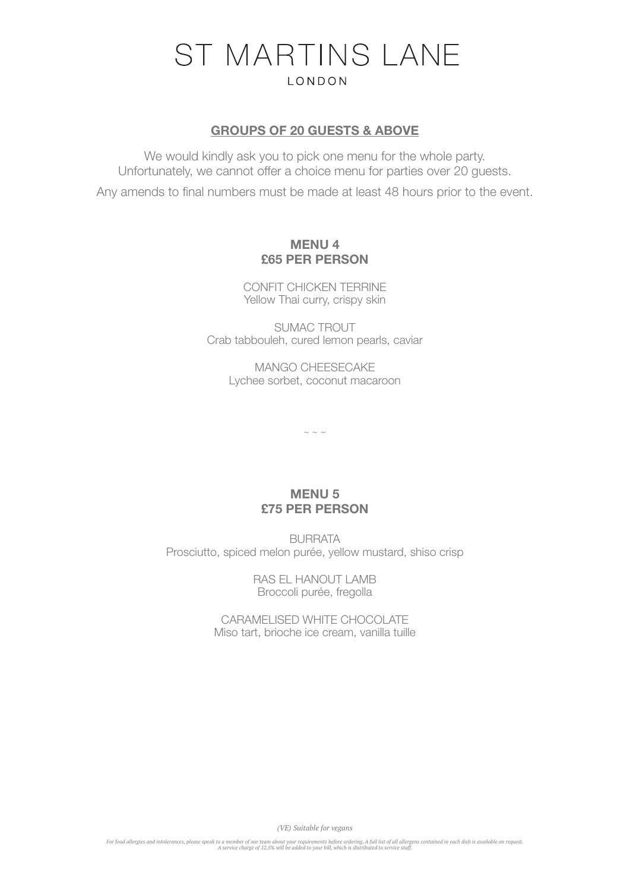# ST MARTINS LANE

LONDON

## GROUPS OF 20 GUESTS & ABOVE

We would kindly ask you to pick one menu for the whole party.
Unfortunately, we cannot offer a choice menu for parties over 20 guests.

Any amends to final numbers must be made at least 48 hours prior to the event.

### MENU 4
### £65 PER PERSON

CONFIT CHICKEN TERRINE
Yellow Thai curry, crispy skin

SUMAC TROUT
Crab tabbouleh, cured lemon pearls, caviar

MANGO CHEESECAKE
Lychee sorbet, coconut macaroon

~ ~ ~

### MENU 5
### £75 PER PERSON

BURRATA
Prosciutto, spiced melon purée, yellow mustard, shiso crisp

RAS EL HANOUT LAMB
Broccoli purée, fregolla

CARAMELISED WHITE CHOCOLATE
Miso tart, brioche ice cream, vanilla tuille

*(VE) Suitable for vegans*

*For food allergies and intolerances, please speak to a member of our team about your requirements before ordering. A full list of all allergens contained in each dish is available on request.
A service charge of 12.5% will be added to your bill, which is distributed to service staff.*